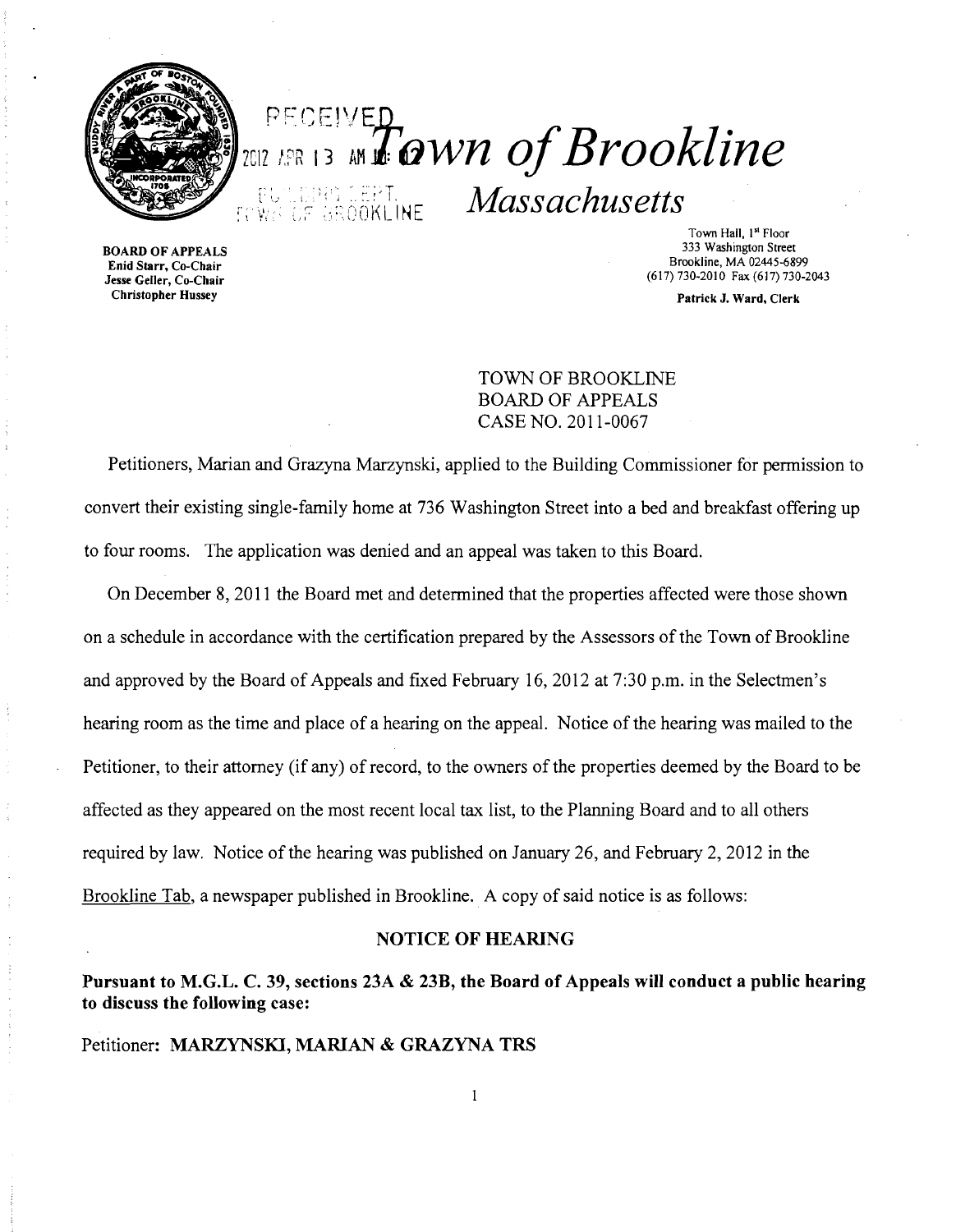RECEIVED 2012 APR 13 AM 10:02

BUILDING DEPT. TOWN OF BROOKLINE

# Town of Brookline

## Massachusetts

BOARD OF APPEALS
Enid Starr, Co-Chair
Jesse Geller, Co-Chair
Christopher Hussey

Town Hall, 1st Floor
333 Washington Street
Brookline, MA 02445-6899
(617) 730-2010 Fax (617) 730-2043

Patrick J. Ward, Clerk

TOWN OF BROOKLINE
BOARD OF APPEALS
CASE NO. 2011-0067

Petitioners, Marian and Grazyna Marzynski, applied to the Building Commissioner for permission to convert their existing single-family home at 736 Washington Street into a bed and breakfast offering up to four rooms. The application was denied and an appeal was taken to this Board.

On December 8, 2011 the Board met and determined that the properties affected were those shown on a schedule in accordance with the certification prepared by the Assessors of the Town of Brookline and approved by the Board of Appeals and fixed February 16, 2012 at 7:30 p.m. in the Selectmen's hearing room as the time and place of a hearing on the appeal. Notice of the hearing was mailed to the Petitioner, to their attorney (if any) of record, to the owners of the properties deemed by the Board to be affected as they appeared on the most recent local tax list, to the Planning Board and to all others required by law. Notice of the hearing was published on January 26, and February 2, 2012 in the Brookline Tab, a newspaper published in Brookline. A copy of said notice is as follows:

### NOTICE OF HEARING

**Pursuant to M.G.L. C. 39, sections 23A & 23B, the Board of Appeals will conduct a public hearing to discuss the following case:**

Petitioner: **MARZYNSKI, MARIAN & GRAZYNA TRS**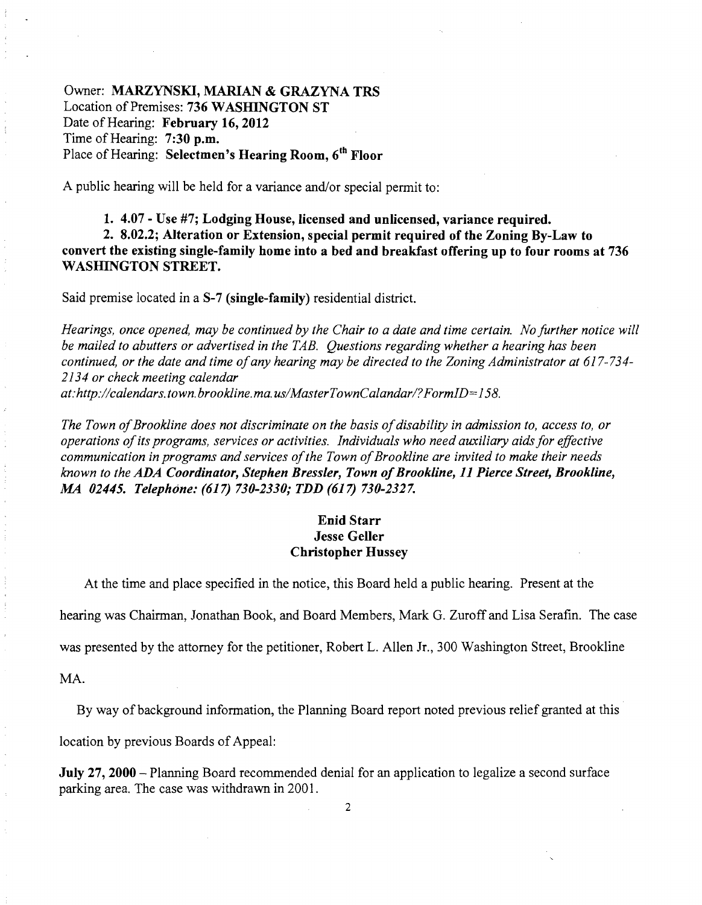Owner: **MARZYNSKI, MARIAN & GRAZYNA TRS**
Location of Premises: **736 WASHINGTON ST**
Date of Hearing: **February 16, 2012**
Time of Hearing: **7:30 p.m.**
Place of Hearing: **Selectmen's Hearing Room, 6th Floor**

A public hearing will be held for a variance and/or special permit to:

**1. 4.07 - Use #7; Lodging House, licensed and unlicensed, variance required.**

**2. 8.02.2; Alteration or Extension, special permit required of the Zoning By-Law to convert the existing single-family home into a bed and breakfast offering up to four rooms at 736 WASHINGTON STREET.**

Said premise located in a **S-7 (single-family)** residential district.

*Hearings, once opened, may be continued by the Chair to a date and time certain. No further notice will be mailed to abutters or advertised in the TAB. Questions regarding whether a hearing has been continued, or the date and time of any hearing may be directed to the Zoning Administrator at 617-734-2134 or check meeting calendar at:http://calendars.town.brookline.ma.us/MasterTownCalandar/?FormID=158.*

*The Town of Brookline does not discriminate on the basis of disability in admission to, access to, or operations of its programs, services or activities. Individuals who need auxiliary aids for effective communication in programs and services of the Town of Brookline are invited to make their needs known to the* ***ADA Coordinator, Stephen Bressler, Town of Brookline, 11 Pierce Street, Brookline, MA 02445. Telephone: (617) 730-2330; TDD (617) 730-2327.***

**Enid Starr**
**Jesse Geller**
**Christopher Hussey**

At the time and place specified in the notice, this Board held a public hearing. Present at the hearing was Chairman, Jonathan Book, and Board Members, Mark G. Zuroff and Lisa Serafin. The case was presented by the attorney for the petitioner, Robert L. Allen Jr., 300 Washington Street, Brookline MA.

By way of background information, the Planning Board report noted previous relief granted at this location by previous Boards of Appeal:

**July 27, 2000** – Planning Board recommended denial for an application to legalize a second surface parking area. The case was withdrawn in 2001.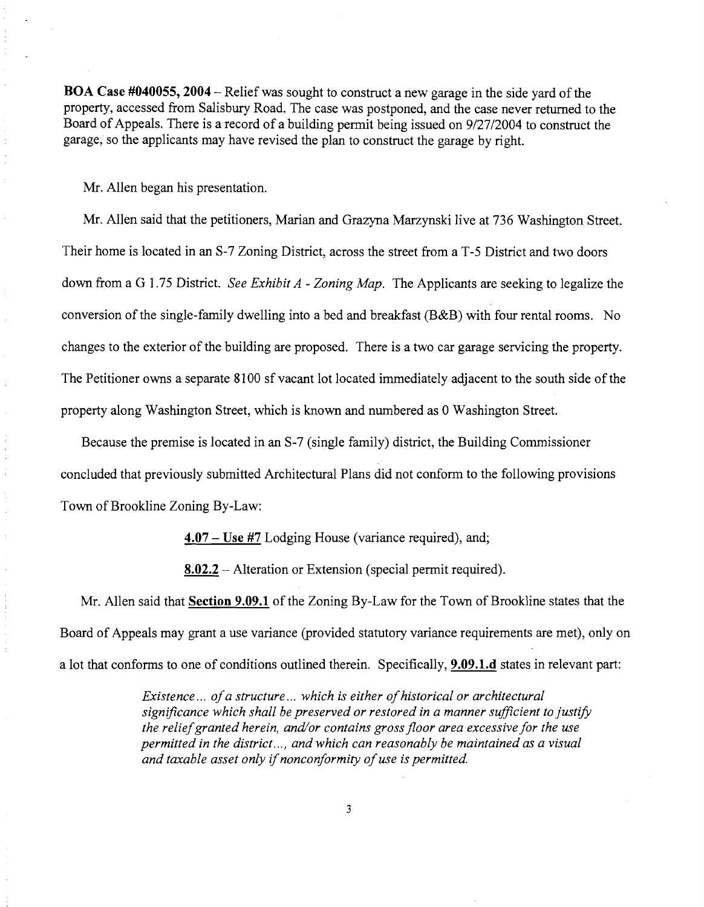**BOA Case #040055, 2004** – Relief was sought to construct a new garage in the side yard of the property, accessed from Salisbury Road. The case was postponed, and the case never returned to the Board of Appeals. There is a record of a building permit being issued on 9/27/2004 to construct the garage, so the applicants may have revised the plan to construct the garage by right.

Mr. Allen began his presentation.

Mr. Allen said that the petitioners, Marian and Grazyna Marzynski live at 736 Washington Street. Their home is located in an S-7 Zoning District, across the street from a T-5 District and two doors down from a G 1.75 District. *See Exhibit A - Zoning Map.* The Applicants are seeking to legalize the conversion of the single-family dwelling into a bed and breakfast (B&B) with four rental rooms. No changes to the exterior of the building are proposed. There is a two car garage servicing the property. The Petitioner owns a separate 8100 sf vacant lot located immediately adjacent to the south side of the property along Washington Street, which is known and numbered as 0 Washington Street.

Because the premise is located in an S-7 (single family) district, the Building Commissioner concluded that previously submitted Architectural Plans did not conform to the following provisions Town of Brookline Zoning By-Law:

> **4.07 – Use #7** Lodging House (variance required), and;
>
> **8.02.2** – Alteration or Extension (special permit required).

Mr. Allen said that **Section 9.09.1** of the Zoning By-Law for the Town of Brookline states that the Board of Appeals may grant a use variance (provided statutory variance requirements are met), only on a lot that conforms to one of conditions outlined therein. Specifically, **9.09.1.d** states in relevant part:

> *Existence... of a structure... which is either of historical or architectural significance which shall be preserved or restored in a manner sufficient to justify the relief granted herein, and/or contains gross floor area excessive for the use permitted in the district..., and which can reasonably be maintained as a visual and taxable asset only if nonconformity of use is permitted.*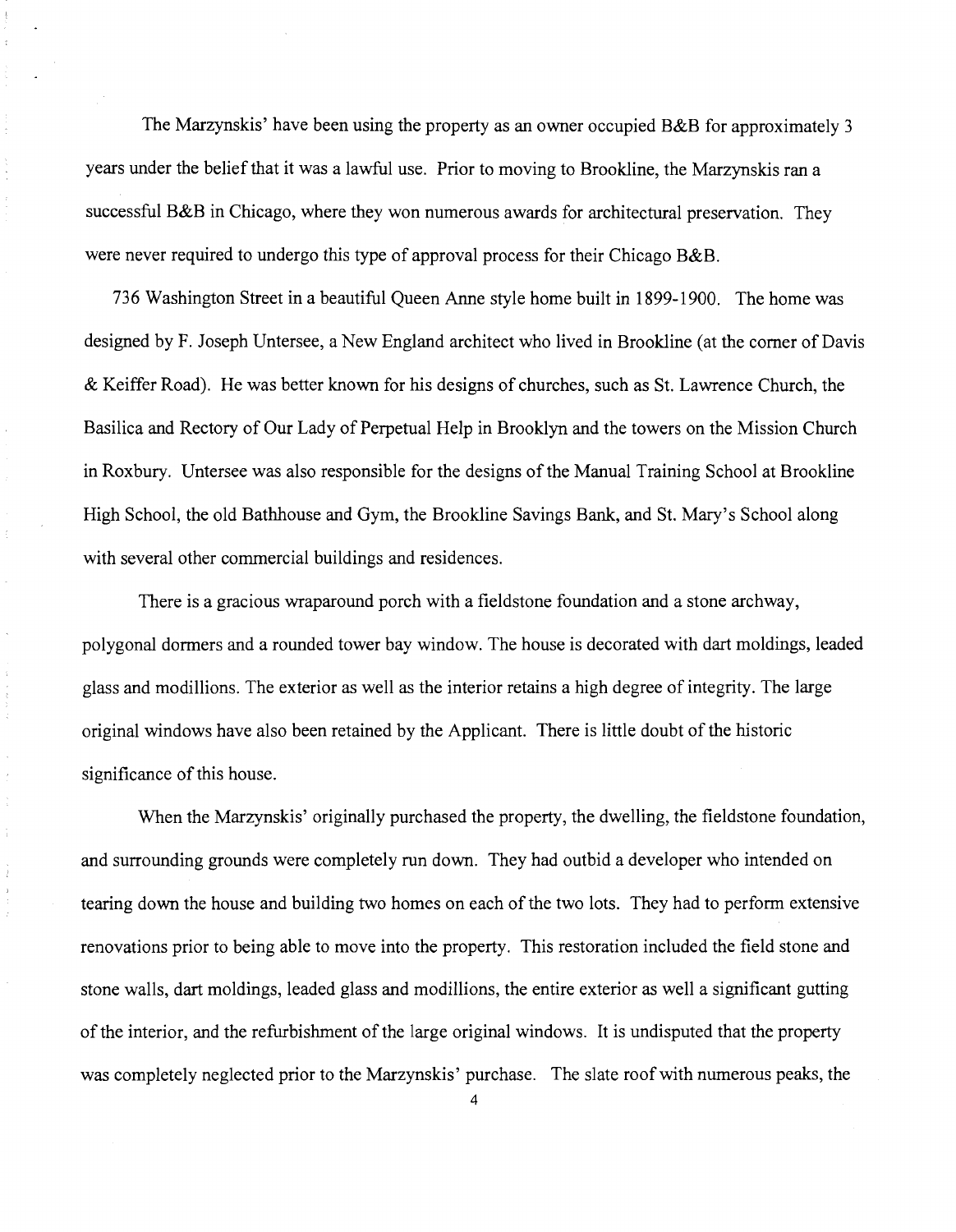The Marzynskis' have been using the property as an owner occupied B&B for approximately 3 years under the belief that it was a lawful use. Prior to moving to Brookline, the Marzynskis ran a successful B&B in Chicago, where they won numerous awards for architectural preservation. They were never required to undergo this type of approval process for their Chicago B&B.

736 Washington Street in a beautiful Queen Anne style home built in 1899-1900. The home was designed by F. Joseph Untersee, a New England architect who lived in Brookline (at the corner of Davis & Keiffer Road). He was better known for his designs of churches, such as St. Lawrence Church, the Basilica and Rectory of Our Lady of Perpetual Help in Brooklyn and the towers on the Mission Church in Roxbury. Untersee was also responsible for the designs of the Manual Training School at Brookline High School, the old Bathhouse and Gym, the Brookline Savings Bank, and St. Mary's School along with several other commercial buildings and residences.

There is a gracious wraparound porch with a fieldstone foundation and a stone archway, polygonal dormers and a rounded tower bay window. The house is decorated with dart moldings, leaded glass and modillions. The exterior as well as the interior retains a high degree of integrity. The large original windows have also been retained by the Applicant. There is little doubt of the historic significance of this house.

When the Marzynskis' originally purchased the property, the dwelling, the fieldstone foundation, and surrounding grounds were completely run down. They had outbid a developer who intended on tearing down the house and building two homes on each of the two lots. They had to perform extensive renovations prior to being able to move into the property. This restoration included the field stone and stone walls, dart moldings, leaded glass and modillions, the entire exterior as well a significant gutting of the interior, and the refurbishment of the large original windows. It is undisputed that the property was completely neglected prior to the Marzynskis' purchase. The slate roof with numerous peaks, the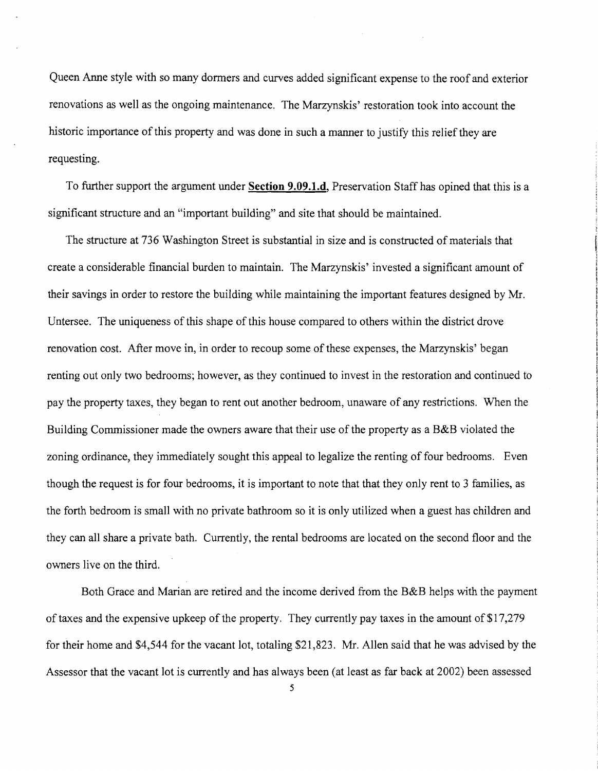Queen Anne style with so many dormers and curves added significant expense to the roof and exterior renovations as well as the ongoing maintenance. The Marzynskis' restoration took into account the historic importance of this property and was done in such a manner to justify this relief they are requesting.

To further support the argument under **Section 9.09.1.d**, Preservation Staff has opined that this is a significant structure and an "important building" and site that should be maintained.

The structure at 736 Washington Street is substantial in size and is constructed of materials that create a considerable financial burden to maintain. The Marzynskis' invested a significant amount of their savings in order to restore the building while maintaining the important features designed by Mr. Untersee. The uniqueness of this shape of this house compared to others within the district drove renovation cost. After move in, in order to recoup some of these expenses, the Marzynskis' began renting out only two bedrooms; however, as they continued to invest in the restoration and continued to pay the property taxes, they began to rent out another bedroom, unaware of any restrictions. When the Building Commissioner made the owners aware that their use of the property as a B&B violated the zoning ordinance, they immediately sought this appeal to legalize the renting of four bedrooms. Even though the request is for four bedrooms, it is important to note that that they only rent to 3 families, as the forth bedroom is small with no private bathroom so it is only utilized when a guest has children and they can all share a private bath. Currently, the rental bedrooms are located on the second floor and the owners live on the third.

Both Grace and Marian are retired and the income derived from the B&B helps with the payment of taxes and the expensive upkeep of the property. They currently pay taxes in the amount of $17,279 for their home and $4,544 for the vacant lot, totaling $21,823. Mr. Allen said that he was advised by the Assessor that the vacant lot is currently and has always been (at least as far back at 2002) been assessed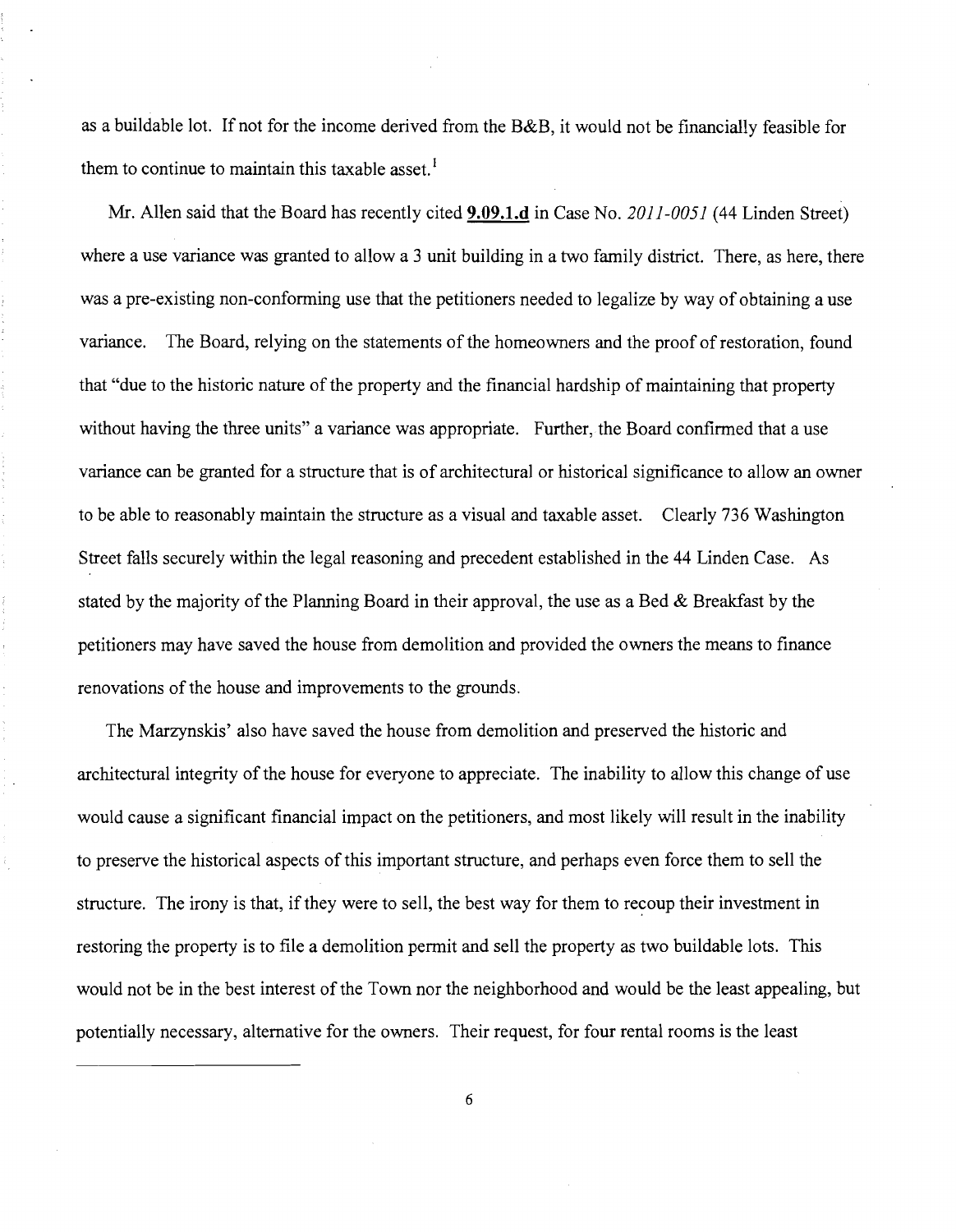as a buildable lot. If not for the income derived from the B&B, it would not be financially feasible for them to continue to maintain this taxable asset.[1]

Mr. Allen said that the Board has recently cited **9.09.1.d** in Case No. *2011-0051* (44 Linden Street) where a use variance was granted to allow a 3 unit building in a two family district. There, as here, there was a pre-existing non-conforming use that the petitioners needed to legalize by way of obtaining a use variance. The Board, relying on the statements of the homeowners and the proof of restoration, found that "due to the historic nature of the property and the financial hardship of maintaining that property without having the three units" a variance was appropriate. Further, the Board confirmed that a use variance can be granted for a structure that is of architectural or historical significance to allow an owner to be able to reasonably maintain the structure as a visual and taxable asset. Clearly 736 Washington Street falls securely within the legal reasoning and precedent established in the 44 Linden Case. As stated by the majority of the Planning Board in their approval, the use as a Bed & Breakfast by the petitioners may have saved the house from demolition and provided the owners the means to finance renovations of the house and improvements to the grounds.

The Marzynskis' also have saved the house from demolition and preserved the historic and architectural integrity of the house for everyone to appreciate. The inability to allow this change of use would cause a significant financial impact on the petitioners, and most likely will result in the inability to preserve the historical aspects of this important structure, and perhaps even force them to sell the structure. The irony is that, if they were to sell, the best way for them to recoup their investment in restoring the property is to file a demolition permit and sell the property as two buildable lots. This would not be in the best interest of the Town nor the neighborhood and would be the least appealing, but potentially necessary, alternative for the owners. Their request, for four rental rooms is the least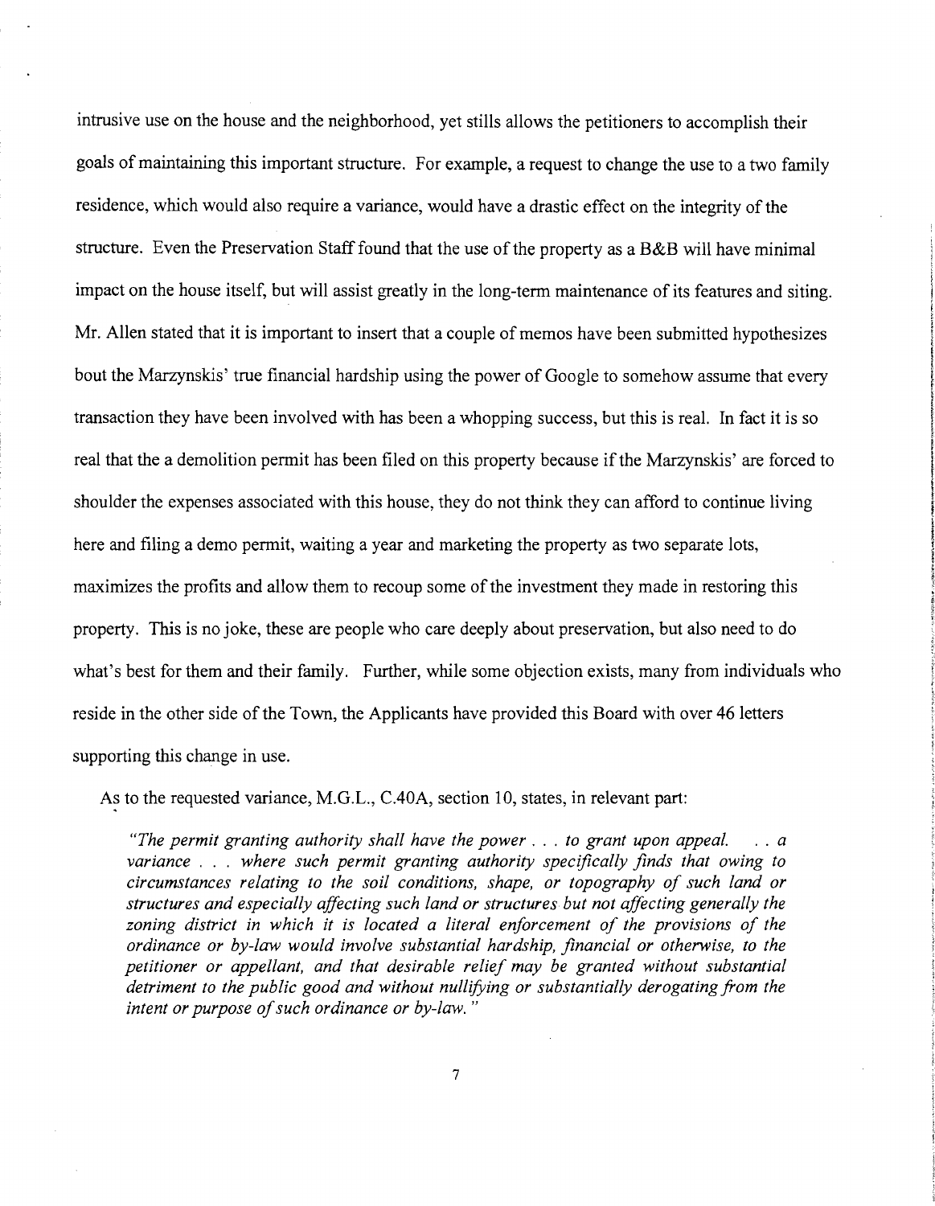intrusive use on the house and the neighborhood, yet stills allows the petitioners to accomplish their goals of maintaining this important structure. For example, a request to change the use to a two family residence, which would also require a variance, would have a drastic effect on the integrity of the structure. Even the Preservation Staff found that the use of the property as a B&B will have minimal impact on the house itself, but will assist greatly in the long-term maintenance of its features and siting. Mr. Allen stated that it is important to insert that a couple of memos have been submitted hypothesizes bout the Marzynskis' true financial hardship using the power of Google to somehow assume that every transaction they have been involved with has been a whopping success, but this is real. In fact it is so real that the a demolition permit has been filed on this property because if the Marzynskis' are forced to shoulder the expenses associated with this house, they do not think they can afford to continue living here and filing a demo permit, waiting a year and marketing the property as two separate lots, maximizes the profits and allow them to recoup some of the investment they made in restoring this property. This is no joke, these are people who care deeply about preservation, but also need to do what's best for them and their family. Further, while some objection exists, many from individuals who reside in the other side of the Town, the Applicants have provided this Board with over 46 letters supporting this change in use.

As to the requested variance, M.G.L., C.40A, section 10, states, in relevant part:

> *"The permit granting authority shall have the power . . . to grant upon appeal. . . a variance . . . where such permit granting authority specifically finds that owing to circumstances relating to the soil conditions, shape, or topography of such land or structures and especially affecting such land or structures but not affecting generally the zoning district in which it is located a literal enforcement of the provisions of the ordinance or by-law would involve substantial hardship, financial or otherwise, to the petitioner or appellant, and that desirable relief may be granted without substantial detriment to the public good and without nullifying or substantially derogating from the intent or purpose of such ordinance or by-law."*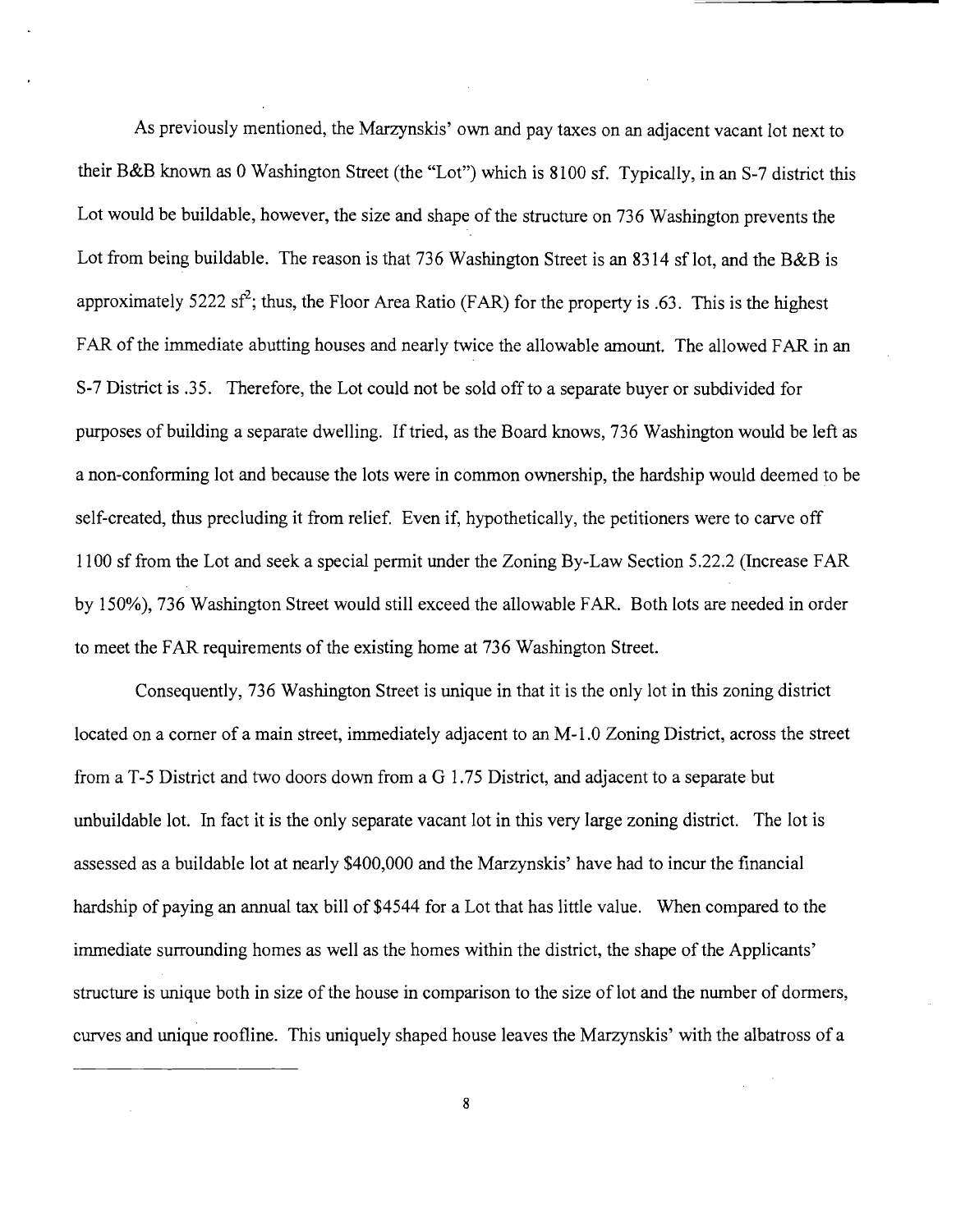As previously mentioned, the Marzynskis' own and pay taxes on an adjacent vacant lot next to their B&B known as 0 Washington Street (the "Lot") which is 8100 sf. Typically, in an S-7 district this Lot would be buildable, however, the size and shape of the structure on 736 Washington prevents the Lot from being buildable. The reason is that 736 Washington Street is an 8314 sf lot, and the B&B is approximately 5222 $sf^2$; thus, the Floor Area Ratio (FAR) for the property is .63. This is the highest FAR of the immediate abutting houses and nearly twice the allowable amount. The allowed FAR in an S-7 District is .35. Therefore, the Lot could not be sold off to a separate buyer or subdivided for purposes of building a separate dwelling. If tried, as the Board knows, 736 Washington would be left as a non-conforming lot and because the lots were in common ownership, the hardship would deemed to be self-created, thus precluding it from relief. Even if, hypothetically, the petitioners were to carve off 1100 sf from the Lot and seek a special permit under the Zoning By-Law Section 5.22.2 (Increase FAR by 150%), 736 Washington Street would still exceed the allowable FAR. Both lots are needed in order to meet the FAR requirements of the existing home at 736 Washington Street.

Consequently, 736 Washington Street is unique in that it is the only lot in this zoning district located on a corner of a main street, immediately adjacent to an M-1.0 Zoning District, across the street from a T-5 District and two doors down from a G 1.75 District, and adjacent to a separate but unbuildable lot. In fact it is the only separate vacant lot in this very large zoning district. The lot is assessed as a buildable lot at nearly $400,000 and the Marzynskis' have had to incur the financial hardship of paying an annual tax bill of $4544 for a Lot that has little value. When compared to the immediate surrounding homes as well as the homes within the district, the shape of the Applicants' structure is unique both in size of the house in comparison to the size of lot and the number of dormers, curves and unique roofline. This uniquely shaped house leaves the Marzynskis' with the albatross of a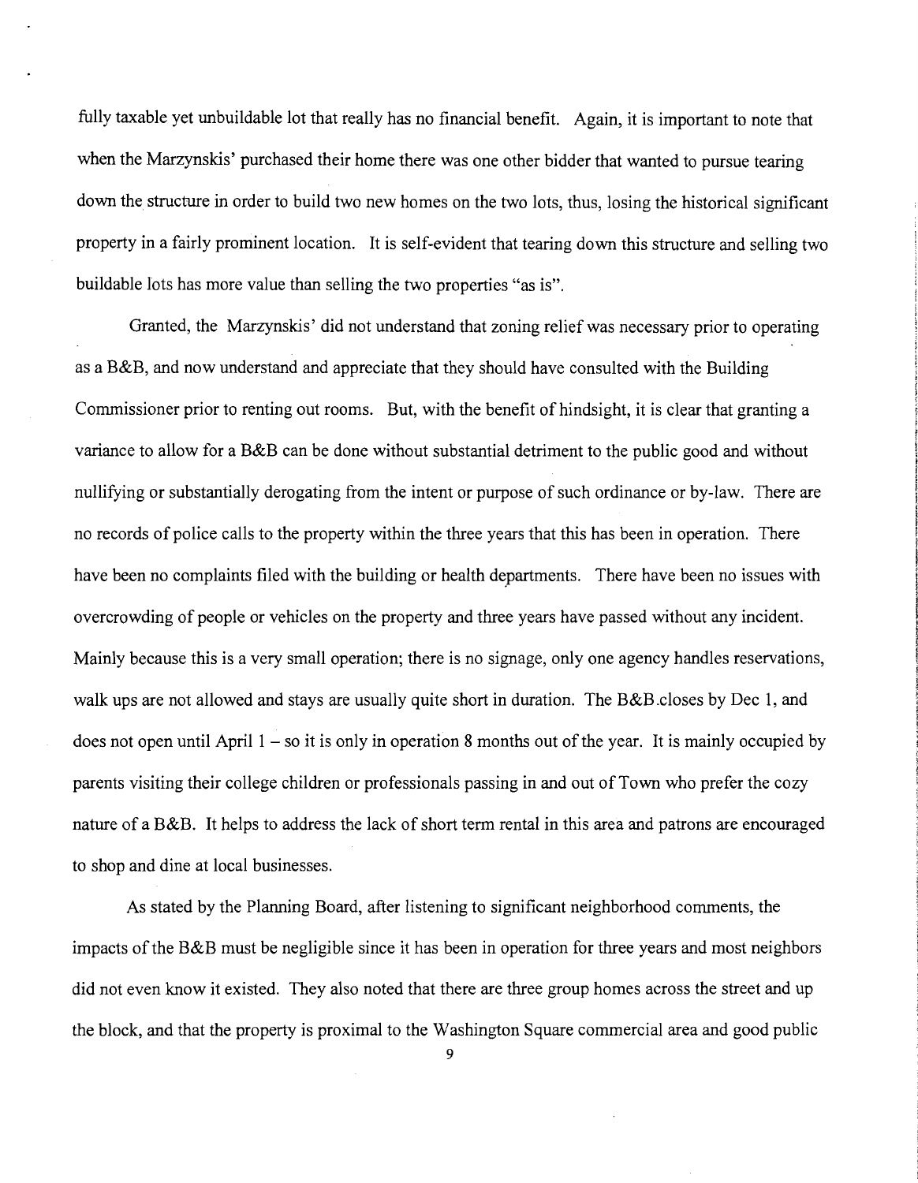fully taxable yet unbuildable lot that really has no financial benefit. Again, it is important to note that when the Marzynskis' purchased their home there was one other bidder that wanted to pursue tearing down the structure in order to build two new homes on the two lots, thus, losing the historical significant property in a fairly prominent location. It is self-evident that tearing down this structure and selling two buildable lots has more value than selling the two properties "as is".

Granted, the Marzynskis' did not understand that zoning relief was necessary prior to operating as a B&B, and now understand and appreciate that they should have consulted with the Building Commissioner prior to renting out rooms. But, with the benefit of hindsight, it is clear that granting a variance to allow for a B&B can be done without substantial detriment to the public good and without nullifying or substantially derogating from the intent or purpose of such ordinance or by-law. There are no records of police calls to the property within the three years that this has been in operation. There have been no complaints filed with the building or health departments. There have been no issues with overcrowding of people or vehicles on the property and three years have passed without any incident. Mainly because this is a very small operation; there is no signage, only one agency handles reservations, walk ups are not allowed and stays are usually quite short in duration. The B&B closes by Dec 1, and does not open until April 1 – so it is only in operation 8 months out of the year. It is mainly occupied by parents visiting their college children or professionals passing in and out of Town who prefer the cozy nature of a B&B. It helps to address the lack of short term rental in this area and patrons are encouraged to shop and dine at local businesses.

As stated by the Planning Board, after listening to significant neighborhood comments, the impacts of the B&B must be negligible since it has been in operation for three years and most neighbors did not even know it existed. They also noted that there are three group homes across the street and up the block, and that the property is proximal to the Washington Square commercial area and good public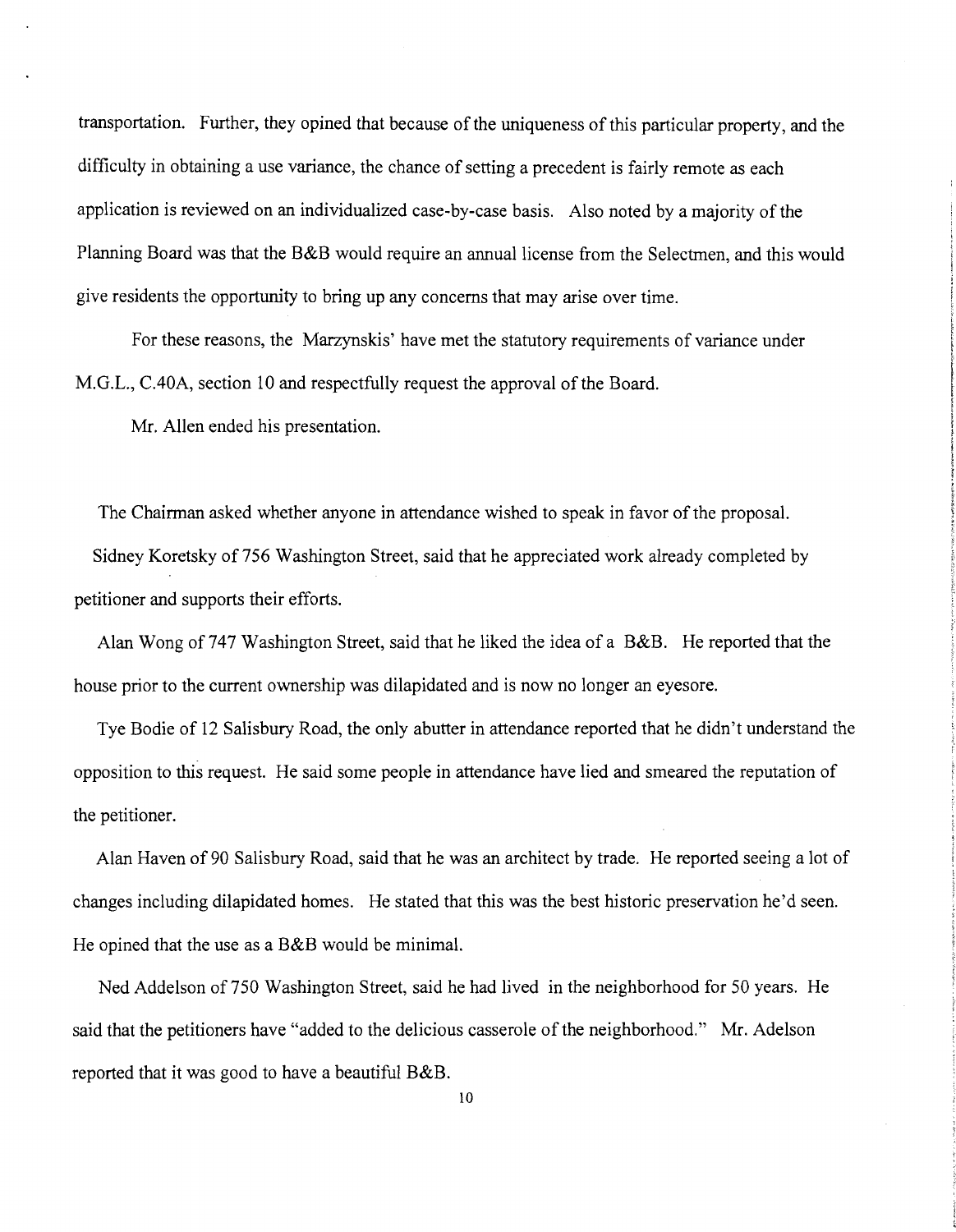transportation. Further, they opined that because of the uniqueness of this particular property, and the difficulty in obtaining a use variance, the chance of setting a precedent is fairly remote as each application is reviewed on an individualized case-by-case basis. Also noted by a majority of the Planning Board was that the B&B would require an annual license from the Selectmen, and this would give residents the opportunity to bring up any concerns that may arise over time.

For these reasons, the Marzynskis' have met the statutory requirements of variance under M.G.L., C.40A, section 10 and respectfully request the approval of the Board.

Mr. Allen ended his presentation.

The Chairman asked whether anyone in attendance wished to speak in favor of the proposal.

Sidney Koretsky of 756 Washington Street, said that he appreciated work already completed by petitioner and supports their efforts.

Alan Wong of 747 Washington Street, said that he liked the idea of a B&B. He reported that the house prior to the current ownership was dilapidated and is now no longer an eyesore.

Tye Bodie of 12 Salisbury Road, the only abutter in attendance reported that he didn't understand the opposition to this request. He said some people in attendance have lied and smeared the reputation of the petitioner.

Alan Haven of 90 Salisbury Road, said that he was an architect by trade. He reported seeing a lot of changes including dilapidated homes. He stated that this was the best historic preservation he'd seen. He opined that the use as a B&B would be minimal.

Ned Addelson of 750 Washington Street, said he had lived in the neighborhood for 50 years. He said that the petitioners have "added to the delicious casserole of the neighborhood." Mr. Adelson reported that it was good to have a beautiful B&B.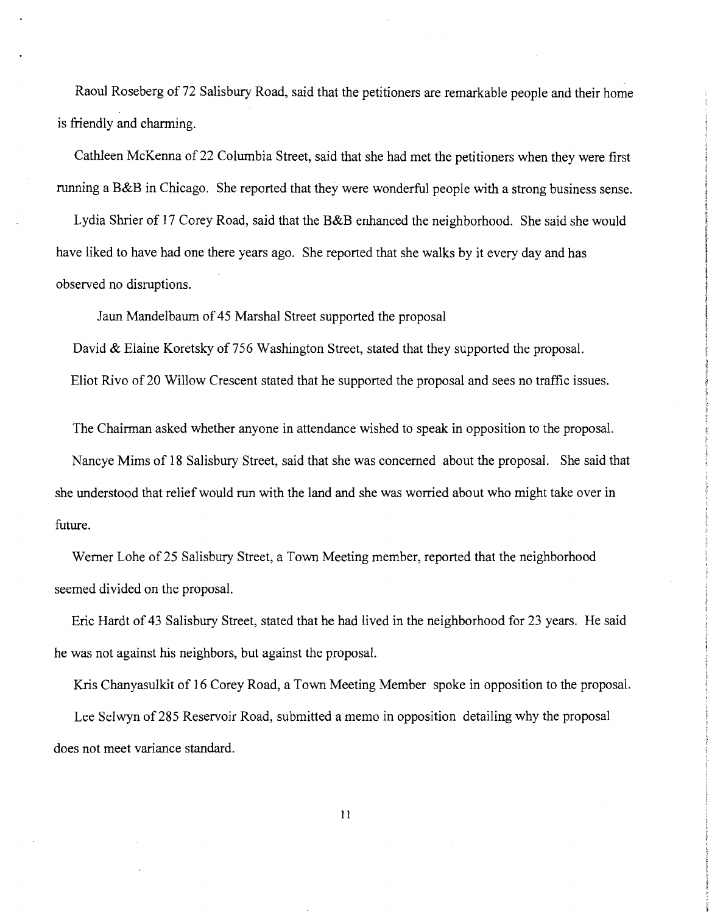Raoul Roseberg of 72 Salisbury Road, said that the petitioners are remarkable people and their home is friendly and charming.

Cathleen McKenna of 22 Columbia Street, said that she had met the petitioners when they were first running a B&B in Chicago. She reported that they were wonderful people with a strong business sense.

Lydia Shrier of 17 Corey Road, said that the B&B enhanced the neighborhood. She said she would have liked to have had one there years ago. She reported that she walks by it every day and has observed no disruptions.

Jaun Mandelbaum of 45 Marshal Street supported the proposal

David & Elaine Koretsky of 756 Washington Street, stated that they supported the proposal.

Eliot Rivo of 20 Willow Crescent stated that he supported the proposal and sees no traffic issues.

The Chairman asked whether anyone in attendance wished to speak in opposition to the proposal.

Nancye Mims of 18 Salisbury Street, said that she was concerned about the proposal. She said that she understood that relief would run with the land and she was worried about who might take over in future.

Werner Lohe of 25 Salisbury Street, a Town Meeting member, reported that the neighborhood seemed divided on the proposal.

Eric Hardt of 43 Salisbury Street, stated that he had lived in the neighborhood for 23 years. He said he was not against his neighbors, but against the proposal.

Kris Chanyasulkit of 16 Corey Road, a Town Meeting Member spoke in opposition to the proposal.

Lee Selwyn of 285 Reservoir Road, submitted a memo in opposition detailing why the proposal does not meet variance standard.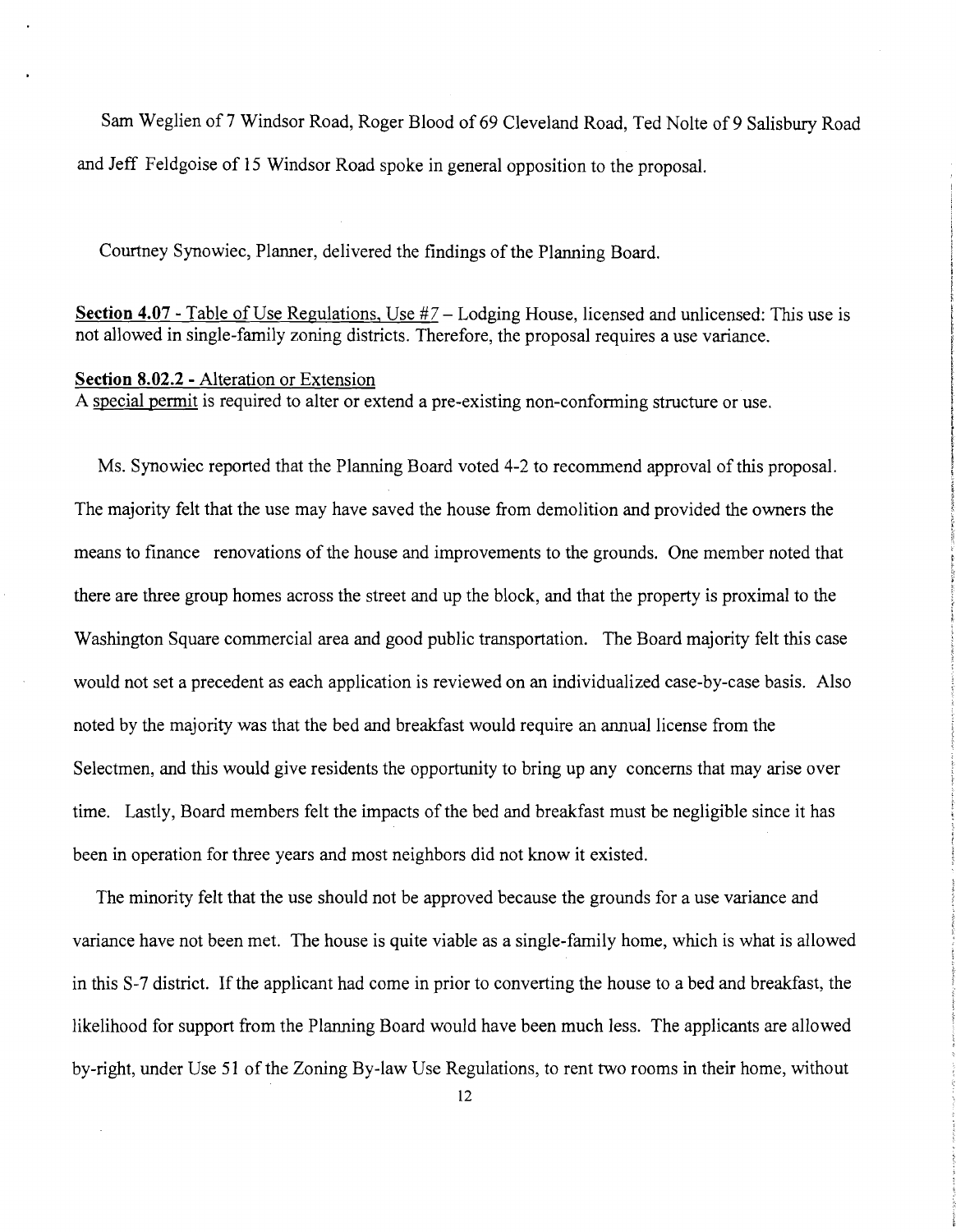Sam Weglien of 7 Windsor Road, Roger Blood of 69 Cleveland Road, Ted Nolte of 9 Salisbury Road and Jeff Feldgoise of 15 Windsor Road spoke in general opposition to the proposal.

Courtney Synowiec, Planner, delivered the findings of the Planning Board.

**Section 4.07** - Table of Use Regulations, Use #7 – Lodging House, licensed and unlicensed: This use is not allowed in single-family zoning districts. Therefore, the proposal requires a use variance.

**Section 8.02.2** - Alteration or Extension
A special permit is required to alter or extend a pre-existing non-conforming structure or use.

Ms. Synowiec reported that the Planning Board voted 4-2 to recommend approval of this proposal. The majority felt that the use may have saved the house from demolition and provided the owners the means to finance renovations of the house and improvements to the grounds. One member noted that there are three group homes across the street and up the block, and that the property is proximal to the Washington Square commercial area and good public transportation. The Board majority felt this case would not set a precedent as each application is reviewed on an individualized case-by-case basis. Also noted by the majority was that the bed and breakfast would require an annual license from the Selectmen, and this would give residents the opportunity to bring up any concerns that may arise over time. Lastly, Board members felt the impacts of the bed and breakfast must be negligible since it has been in operation for three years and most neighbors did not know it existed.

The minority felt that the use should not be approved because the grounds for a use variance and variance have not been met. The house is quite viable as a single-family home, which is what is allowed in this S-7 district. If the applicant had come in prior to converting the house to a bed and breakfast, the likelihood for support from the Planning Board would have been much less. The applicants are allowed by-right, under Use 51 of the Zoning By-law Use Regulations, to rent two rooms in their home, without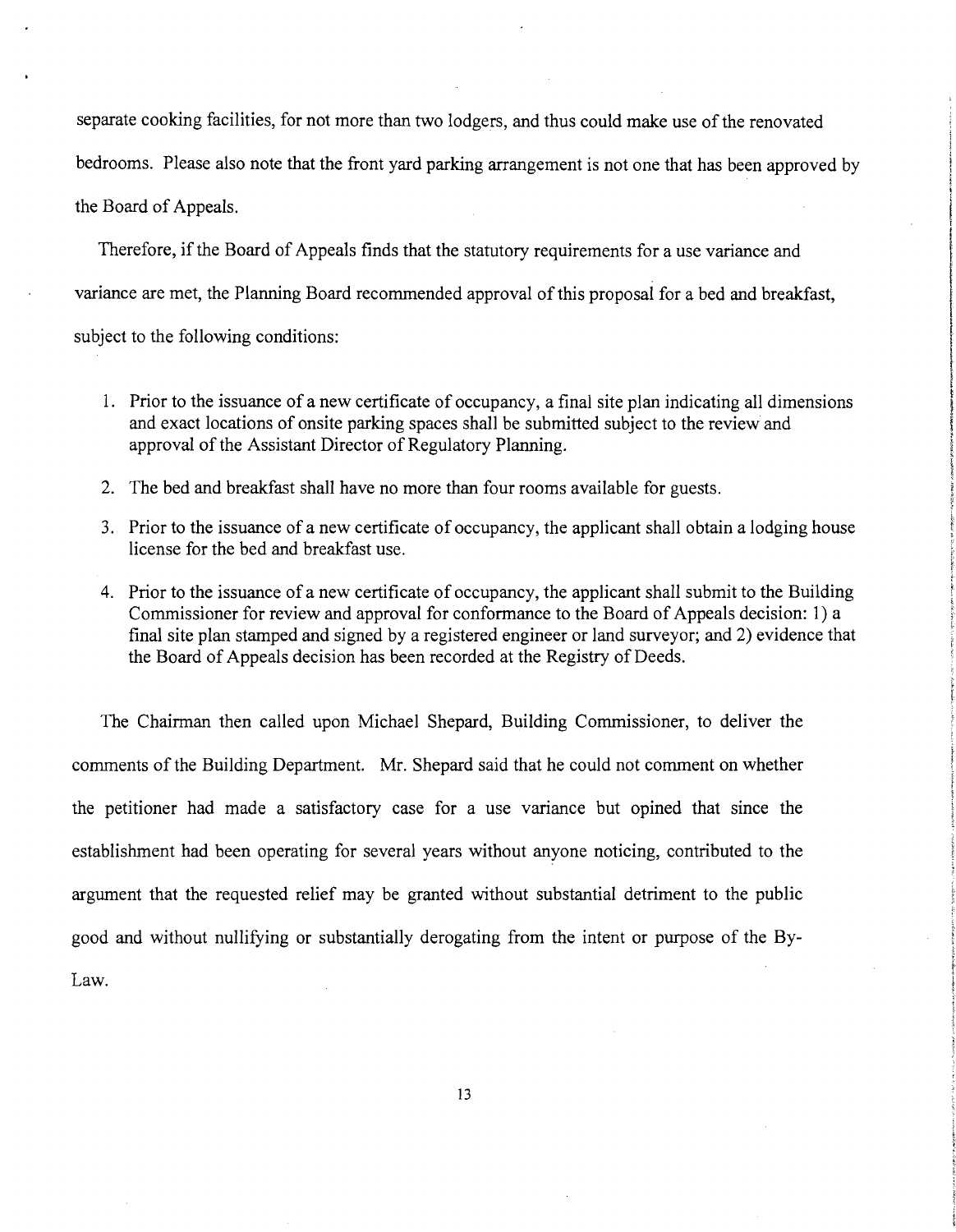separate cooking facilities, for not more than two lodgers, and thus could make use of the renovated bedrooms. Please also note that the front yard parking arrangement is not one that has been approved by the Board of Appeals.

Therefore, if the Board of Appeals finds that the statutory requirements for a use variance and variance are met, the Planning Board recommended approval of this proposal for a bed and breakfast, subject to the following conditions:

1. Prior to the issuance of a new certificate of occupancy, a final site plan indicating all dimensions and exact locations of onsite parking spaces shall be submitted subject to the review and approval of the Assistant Director of Regulatory Planning.

2. The bed and breakfast shall have no more than four rooms available for guests.

3. Prior to the issuance of a new certificate of occupancy, the applicant shall obtain a lodging house license for the bed and breakfast use.

4. Prior to the issuance of a new certificate of occupancy, the applicant shall submit to the Building Commissioner for review and approval for conformance to the Board of Appeals decision: 1) a final site plan stamped and signed by a registered engineer or land surveyor; and 2) evidence that the Board of Appeals decision has been recorded at the Registry of Deeds.

The Chairman then called upon Michael Shepard, Building Commissioner, to deliver the comments of the Building Department. Mr. Shepard said that he could not comment on whether the petitioner had made a satisfactory case for a use variance but opined that since the establishment had been operating for several years without anyone noticing, contributed to the argument that the requested relief may be granted without substantial detriment to the public good and without nullifying or substantially derogating from the intent or purpose of the By-Law.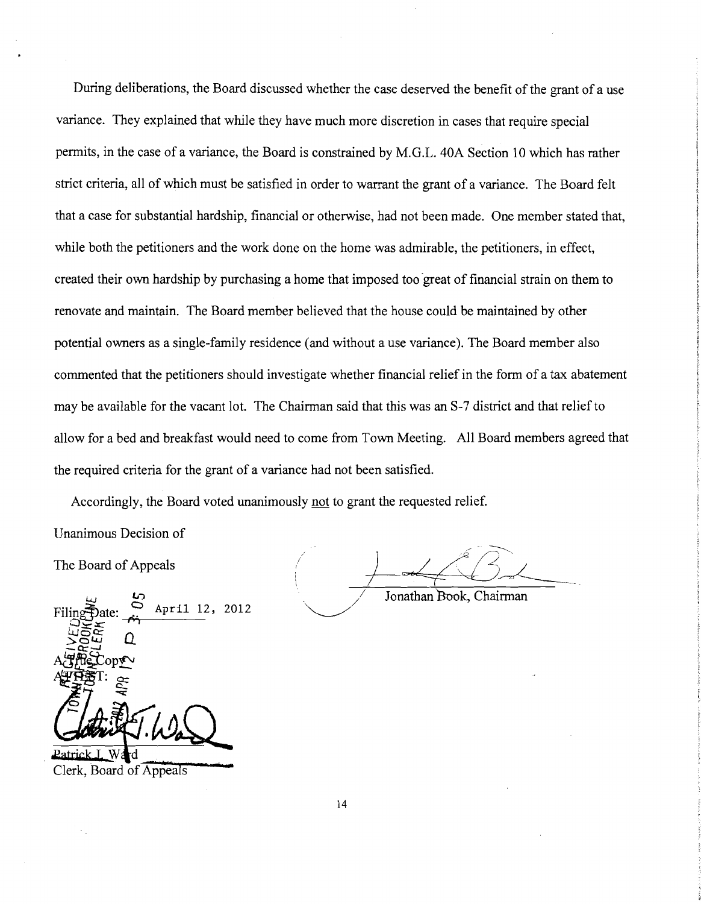During deliberations, the Board discussed whether the case deserved the benefit of the grant of a use variance. They explained that while they have much more discretion in cases that require special permits, in the case of a variance, the Board is constrained by M.G.L. 40A Section 10 which has rather strict criteria, all of which must be satisfied in order to warrant the grant of a variance. The Board felt that a case for substantial hardship, financial or otherwise, had not been made. One member stated that, while both the petitioners and the work done on the home was admirable, the petitioners, in effect, created their own hardship by purchasing a home that imposed too great of financial strain on them to renovate and maintain. The Board member believed that the house could be maintained by other potential owners as a single-family residence (and without a use variance). The Board member also commented that the petitioners should investigate whether financial relief in the form of a tax abatement may be available for the vacant lot. The Chairman said that this was an S-7 district and that relief to allow for a bed and breakfast would need to come from Town Meeting. All Board members agreed that the required criteria for the grant of a variance had not been satisfied.

Accordingly, the Board voted unanimously not to grant the requested relief.

Unanimous Decision of

The Board of Appeals

Jonathan Book, Chairman

Filing Date: April 12, 2012

A True Copy

ATTEST:

Patrick J. Ward

Clerk, Board of Appeals

RECEIVED TOWN OF BROOKLINE TOWN CLERK 2012 APR 12 P 3:05